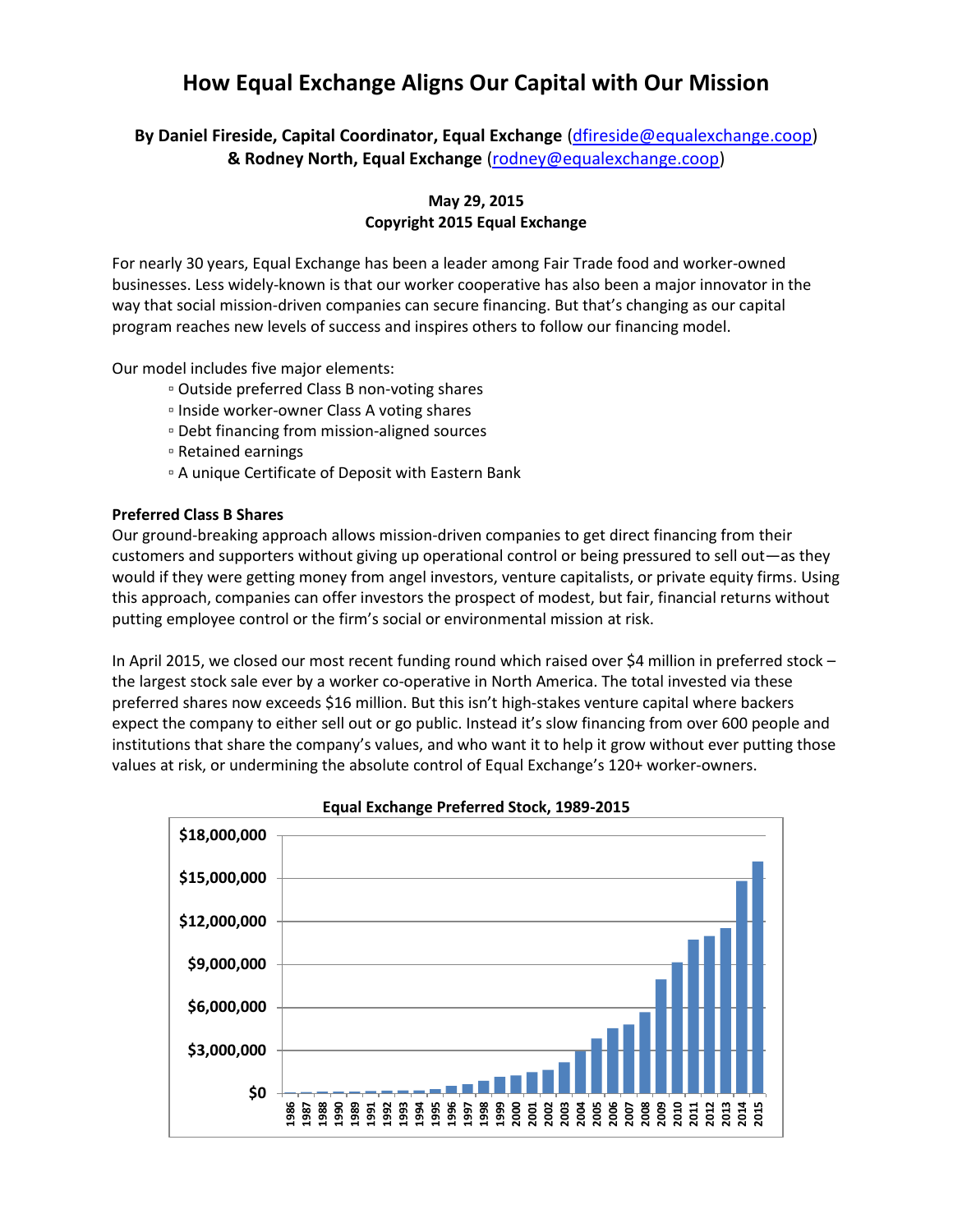# How Equal Exchange Aligns Our Capital with Our Mission

**By Daniel Fireside, Capital Coordinator, Equal Exchange (dfireside@equalexchange.coop) & Rodney North, Equal Exchange (rodney@equalexchange.coop)**

**May 29, 2015**
**Copyright 2015 Equal Exchange**

For nearly 30 years, Equal Exchange has been a leader among Fair Trade food and worker-owned businesses. Less widely-known is that our worker cooperative has also been a major innovator in the way that social mission-driven companies can secure financing. But that's changing as our capital program reaches new levels of success and inspires others to follow our financing model.

Our model includes five major elements:

- Outside preferred Class B non-voting shares
- Inside worker-owner Class A voting shares
- Debt financing from mission-aligned sources
- Retained earnings
- A unique Certificate of Deposit with Eastern Bank

**Preferred Class B Shares**

Our ground-breaking approach allows mission-driven companies to get direct financing from their customers and supporters without giving up operational control or being pressured to sell out—as they would if they were getting money from angel investors, venture capitalists, or private equity firms. Using this approach, companies can offer investors the prospect of modest, but fair, financial returns without putting employee control or the firm's social or environmental mission at risk.

In April 2015, we closed our most recent funding round which raised over $4 million in preferred stock – the largest stock sale ever by a worker co-operative in North America. The total invested via these preferred shares now exceeds $16 million. But this isn't high-stakes venture capital where backers expect the company to either sell out or go public. Instead it's slow financing from over 600 people and institutions that share the company's values, and who want it to help it grow without ever putting those values at risk, or undermining the absolute control of Equal Exchange's 120+ worker-owners.

**Equal Exchange Preferred Stock, 1989-2015**

[Bar chart: y-axis from $0 to $18,000,000 in $3,000,000 increments; x-axis years 1986, 1987, 1988, 1990, 1989, 1991, 1992, 1993, 1994, 1995, 1996, 1997, 1998, 1999, 2000, 2001, 2002, 2003, 2004, 2005, 2006, 2007, 2008, 2009, 2010, 2011, 2012, 2013, 2014, 2015]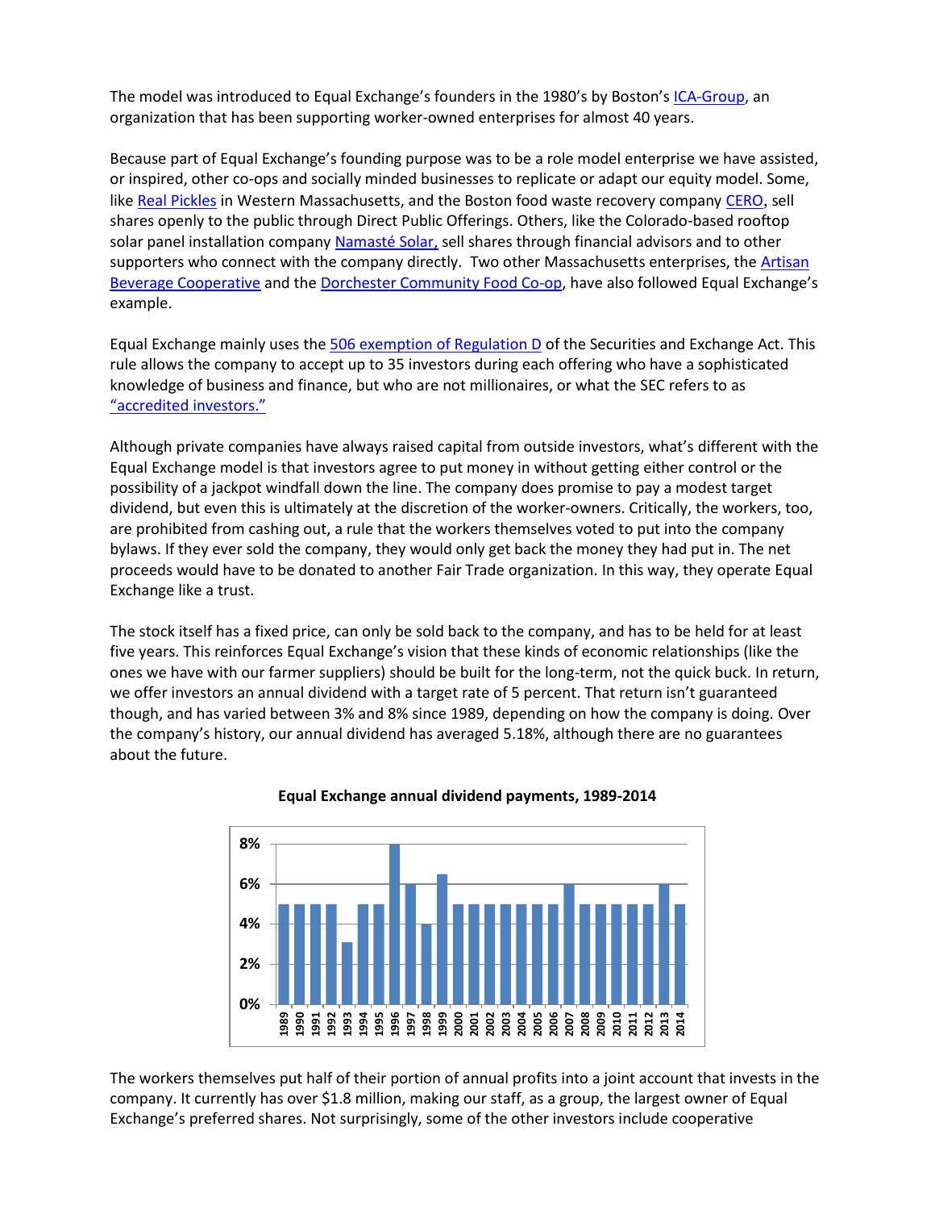The model was introduced to Equal Exchange's founders in the 1980's by Boston's ICA-Group, an organization that has been supporting worker-owned enterprises for almost 40 years.

Because part of Equal Exchange's founding purpose was to be a role model enterprise we have assisted, or inspired, other co-ops and socially minded businesses to replicate or adapt our equity model. Some, like Real Pickles in Western Massachusetts, and the Boston food waste recovery company CERO, sell shares openly to the public through Direct Public Offerings. Others, like the Colorado-based rooftop solar panel installation company Namasté Solar, sell shares through financial advisors and to other supporters who connect with the company directly. Two other Massachusetts enterprises, the Artisan Beverage Cooperative and the Dorchester Community Food Co-op, have also followed Equal Exchange's example.

Equal Exchange mainly uses the 506 exemption of Regulation D of the Securities and Exchange Act. This rule allows the company to accept up to 35 investors during each offering who have a sophisticated knowledge of business and finance, but who are not millionaires, or what the SEC refers to as "accredited investors."

Although private companies have always raised capital from outside investors, what's different with the Equal Exchange model is that investors agree to put money in without getting either control or the possibility of a jackpot windfall down the line. The company does promise to pay a modest target dividend, but even this is ultimately at the discretion of the worker-owners. Critically, the workers, too, are prohibited from cashing out, a rule that the workers themselves voted to put into the company bylaws. If they ever sold the company, they would only get back the money they had put in. The net proceeds would have to be donated to another Fair Trade organization. In this way, they operate Equal Exchange like a trust.

The stock itself has a fixed price, can only be sold back to the company, and has to be held for at least five years. This reinforces Equal Exchange's vision that these kinds of economic relationships (like the ones we have with our farmer suppliers) should be built for the long-term, not the quick buck. In return, we offer investors an annual dividend with a target rate of 5 percent. That return isn't guaranteed though, and has varied between 3% and 8% since 1989, depending on how the company is doing. Over the company's history, our annual dividend has averaged 5.18%, although there are no guarantees about the future.

**Equal Exchange annual dividend payments, 1989-2014**

The workers themselves put half of their portion of annual profits into a joint account that invests in the company. It currently has over $1.8 million, making our staff, as a group, the largest owner of Equal Exchange's preferred shares. Not surprisingly, some of the other investors include cooperative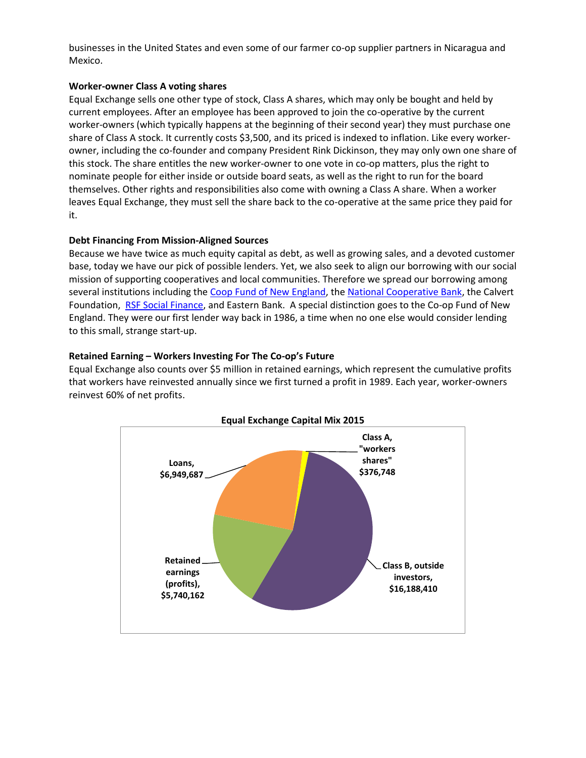businesses in the United States and even some of our farmer co-op supplier partners in Nicaragua and Mexico.

**Worker-owner Class A voting shares**

Equal Exchange sells one other type of stock, Class A shares, which may only be bought and held by current employees. After an employee has been approved to join the co-operative by the current worker-owners (which typically happens at the beginning of their second year) they must purchase one share of Class A stock. It currently costs $3,500, and its priced is indexed to inflation. Like every worker-owner, including the co-founder and company President Rink Dickinson, they may only own one share of this stock. The share entitles the new worker-owner to one vote in co-op matters, plus the right to nominate people for either inside or outside board seats, as well as the right to run for the board themselves. Other rights and responsibilities also come with owning a Class A share. When a worker leaves Equal Exchange, they must sell the share back to the co-operative at the same price they paid for it.

**Debt Financing From Mission-Aligned Sources**

Because we have twice as much equity capital as debt, as well as growing sales, and a devoted customer base, today we have our pick of possible lenders. Yet, we also seek to align our borrowing with our social mission of supporting cooperatives and local communities. Therefore we spread our borrowing among several institutions including the Coop Fund of New England, the National Cooperative Bank, the Calvert Foundation, RSF Social Finance, and Eastern Bank. A special distinction goes to the Co-op Fund of New England. They were our first lender way back in 1986, a time when no one else would consider lending to this small, strange start-up.

**Retained Earning – Workers Investing For The Co-op's Future**

Equal Exchange also counts over $5 million in retained earnings, which represent the cumulative profits that workers have reinvested annually since we first turned a profit in 1989. Each year, worker-owners reinvest 60% of net profits.

**Equal Exchange Capital Mix 2015**

- Class A, "workers shares" $376,748
- Class B, outside investors, $16,188,410
- Retained earnings (profits), $5,740,162
- Loans, $6,949,687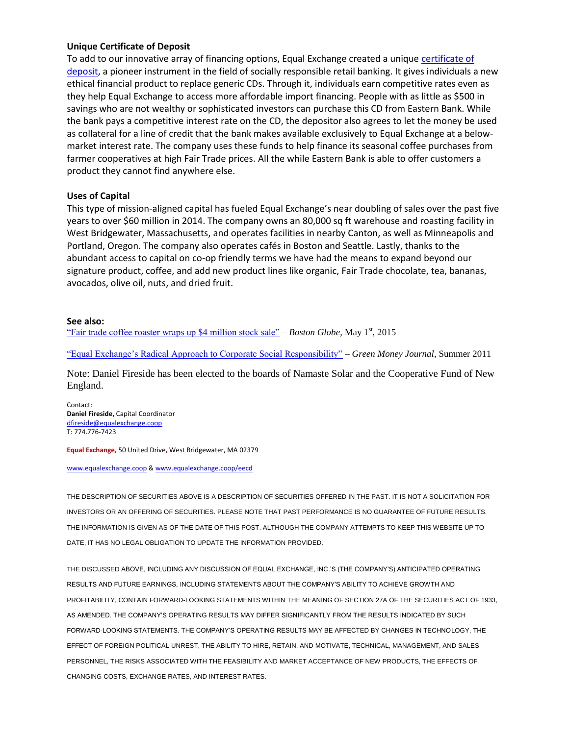### Unique Certificate of Deposit

To add to our innovative array of financing options, Equal Exchange created a unique certificate of deposit, a pioneer instrument in the field of socially responsible retail banking. It gives individuals a new ethical financial product to replace generic CDs. Through it, individuals earn competitive rates even as they help Equal Exchange to access more affordable import financing. People with as little as $500 in savings who are not wealthy or sophisticated investors can purchase this CD from Eastern Bank. While the bank pays a competitive interest rate on the CD, the depositor also agrees to let the money be used as collateral for a line of credit that the bank makes available exclusively to Equal Exchange at a below-market interest rate. The company uses these funds to help finance its seasonal coffee purchases from farmer cooperatives at high Fair Trade prices. All the while Eastern Bank is able to offer customers a product they cannot find anywhere else.

### Uses of Capital

This type of mission-aligned capital has fueled Equal Exchange's near doubling of sales over the past five years to over $60 million in 2014. The company owns an 80,000 sq ft warehouse and roasting facility in West Bridgewater, Massachusetts, and operates facilities in nearby Canton, as well as Minneapolis and Portland, Oregon. The company also operates cafés in Boston and Seattle. Lastly, thanks to the abundant access to capital on co-op friendly terms we have had the means to expand beyond our signature product, coffee, and add new product lines like organic, Fair Trade chocolate, tea, bananas, avocados, olive oil, nuts, and dried fruit.

**See also:**

"Fair trade coffee roaster wraps up $4 million stock sale" – *Boston Globe*, May 1st, 2015

"Equal Exchange's Radical Approach to Corporate Social Responsibility" – *Green Money Journal*, Summer 2011

Note: Daniel Fireside has been elected to the boards of Namaste Solar and the Cooperative Fund of New England.

Contact:
**Daniel Fireside,** Capital Coordinator
dfireside@equalexchange.coop
T: 774.776-7423

**Equal Exchange,** 50 United Drive, West Bridgewater, MA 02379

www.equalexchange.coop & www.equalexchange.coop/eecd

THE DESCRIPTION OF SECURITIES ABOVE IS A DESCRIPTION OF SECURITIES OFFERED IN THE PAST. IT IS NOT A SOLICITATION FOR INVESTORS OR AN OFFERING OF SECURITIES. PLEASE NOTE THAT PAST PERFORMANCE IS NO GUARANTEE OF FUTURE RESULTS. THE INFORMATION IS GIVEN AS OF THE DATE OF THIS POST. ALTHOUGH THE COMPANY ATTEMPTS TO KEEP THIS WEBSITE UP TO DATE, IT HAS NO LEGAL OBLIGATION TO UPDATE THE INFORMATION PROVIDED.

THE DISCUSSED ABOVE, INCLUDING ANY DISCUSSION OF EQUAL EXCHANGE, INC.'S (THE COMPANY'S) ANTICIPATED OPERATING RESULTS AND FUTURE EARNINGS, INCLUDING STATEMENTS ABOUT THE COMPANY'S ABILITY TO ACHIEVE GROWTH AND PROFITABILITY, CONTAIN FORWARD-LOOKING STATEMENTS WITHIN THE MEANING OF SECTION 27A OF THE SECURITIES ACT OF 1933, AS AMENDED. THE COMPANY'S OPERATING RESULTS MAY DIFFER SIGNIFICANTLY FROM THE RESULTS INDICATED BY SUCH FORWARD-LOOKING STATEMENTS. THE COMPANY'S OPERATING RESULTS MAY BE AFFECTED BY CHANGES IN TECHNOLOGY, THE EFFECT OF FOREIGN POLITICAL UNREST, THE ABILITY TO HIRE, RETAIN, AND MOTIVATE, TECHNICAL, MANAGEMENT, AND SALES PERSONNEL, THE RISKS ASSOCIATED WITH THE FEASIBILITY AND MARKET ACCEPTANCE OF NEW PRODUCTS, THE EFFECTS OF CHANGING COSTS, EXCHANGE RATES, AND INTEREST RATES.